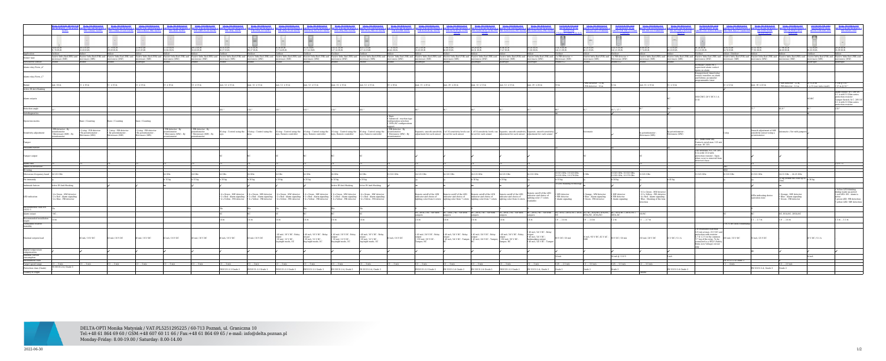DELTA-OPTI Monika Matysiak / VAT:PL5251295225 / 60-713 Poznań, ul. Graniczna 10
Tel:+48 61 864 69 60 / GSM:+48 607 60 11 66 / Fax:+48 61 864 69 65 / e-mail: info@delta.poznan.pl
Monday-Friday: 8.00-19.00 / Saturday: 8.00-14.00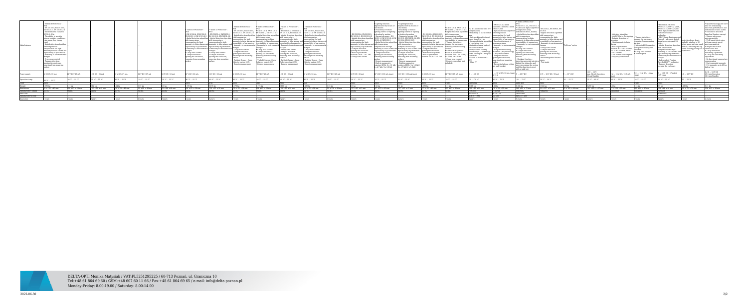DELTA-OPTI Monika Matysiak / VAT:PL5251295225 / 60-713 Poznań, ul. Graniczna 10
Tel:+48 61 864 69 60 / GSM:+48 607 60 11 66 / Fax:+48 61 864 69 65 / e-mail: info@delta.poznan.pl
Monday-Friday: 8.00-19.00 / Saturday: 8.00-14.00